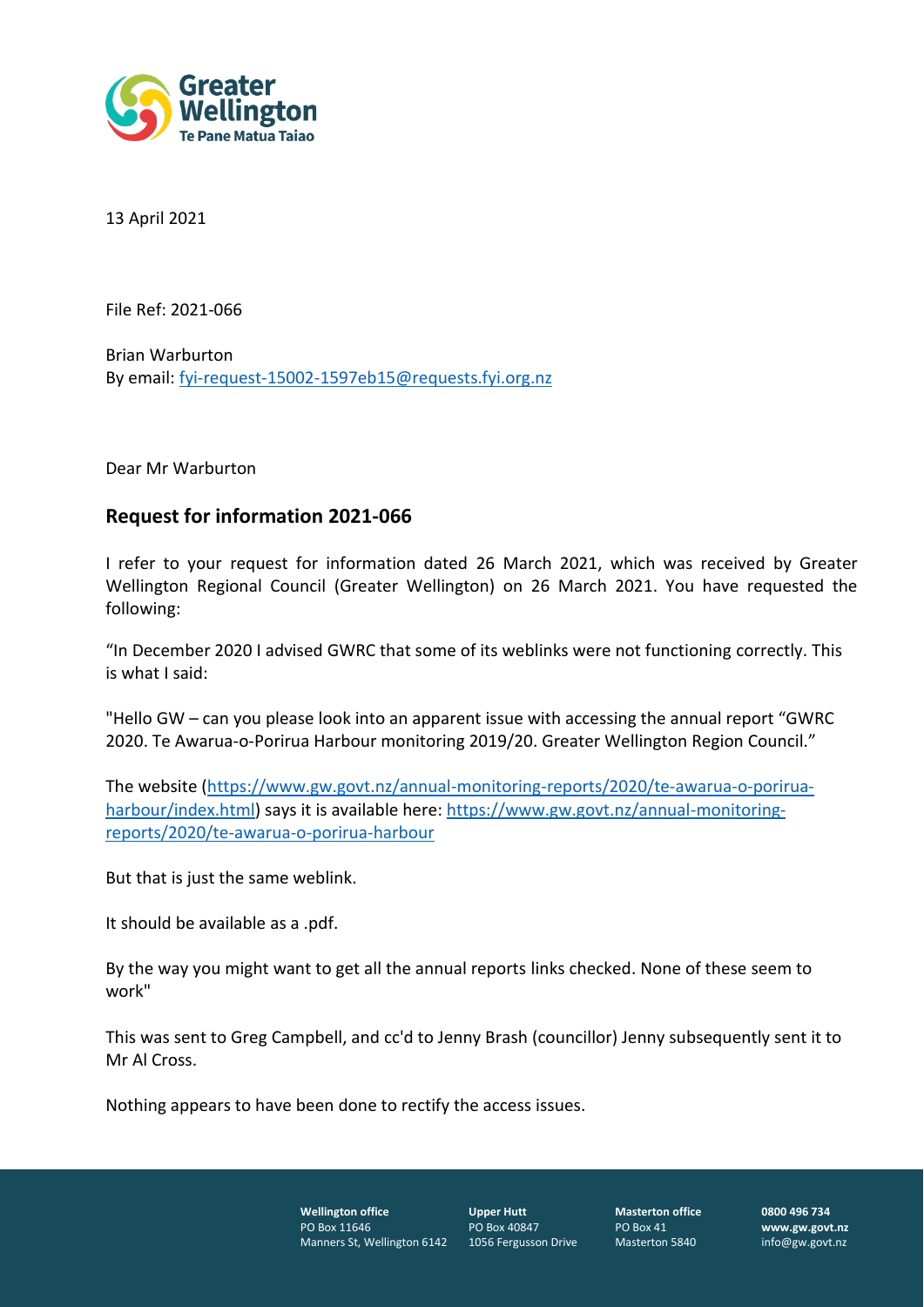13 April 2021

File Ref: 2021-066

Brian Warburton
By email: [fyi-request-15002-1597eb15@requests.fyi.org.nz](mailto:fyi-request-15002-1597eb15@requests.fyi.org.nz)

Dear Mr Warburton

## Request for information 2021-066

I refer to your request for information dated 26 March 2021, which was received by Greater Wellington Regional Council (Greater Wellington) on 26 March 2021. You have requested the following:

"In December 2020 I advised GWRC that some of its weblinks were not functioning correctly. This is what I said:

"Hello GW – can you please look into an apparent issue with accessing the annual report "GWRC 2020. Te Awarua-o-Porirua Harbour monitoring 2019/20. Greater Wellington Region Council."

The website ([https://www.gw.govt.nz/annual-monitoring-reports/2020/te-awarua-o-porirua-harbour/index.html](https://www.gw.govt.nz/annual-monitoring-reports/2020/te-awarua-o-porirua-harbour/index.html)) says it is available here: [https://www.gw.govt.nz/annual-monitoring-reports/2020/te-awarua-o-porirua-harbour](https://www.gw.govt.nz/annual-monitoring-reports/2020/te-awarua-o-porirua-harbour)

But that is just the same weblink.

It should be available as a .pdf.

By the way you might want to get all the annual reports links checked. None of these seem to work"

This was sent to Greg Campbell, and cc'd to Jenny Brash (councillor) Jenny subsequently sent it to Mr Al Cross.

Nothing appears to have been done to rectify the access issues.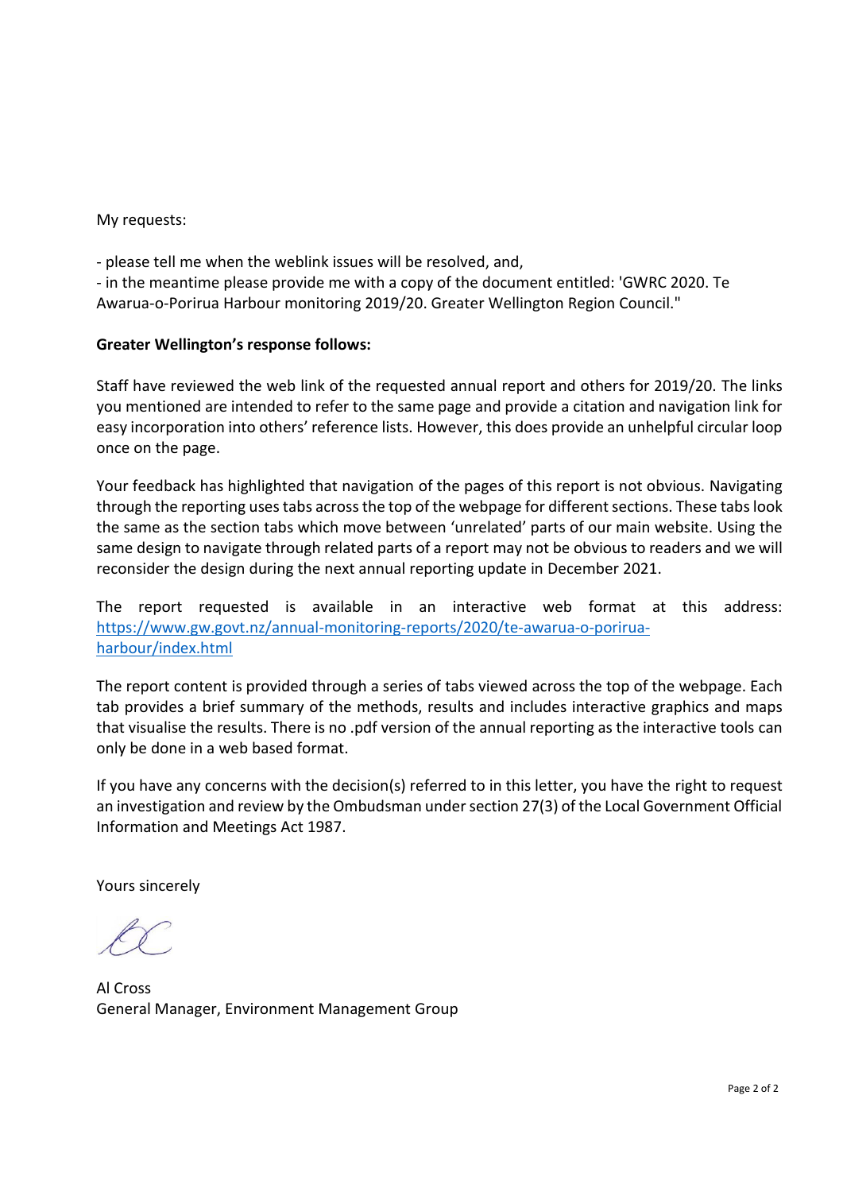My requests:

- please tell me when the weblink issues will be resolved, and,
- in the meantime please provide me with a copy of the document entitled: 'GWRC 2020. Te Awarua-o-Porirua Harbour monitoring 2019/20. Greater Wellington Region Council."

**Greater Wellington's response follows:**

Staff have reviewed the web link of the requested annual report and others for 2019/20. The links you mentioned are intended to refer to the same page and provide a citation and navigation link for easy incorporation into others' reference lists. However, this does provide an unhelpful circular loop once on the page.

Your feedback has highlighted that navigation of the pages of this report is not obvious. Navigating through the reporting uses tabs across the top of the webpage for different sections. These tabs look the same as the section tabs which move between 'unrelated' parts of our main website. Using the same design to navigate through related parts of a report may not be obvious to readers and we will reconsider the design during the next annual reporting update in December 2021.

The report requested is available in an interactive web format at this address: https://www.gw.govt.nz/annual-monitoring-reports/2020/te-awarua-o-porirua-harbour/index.html

The report content is provided through a series of tabs viewed across the top of the webpage. Each tab provides a brief summary of the methods, results and includes interactive graphics and maps that visualise the results. There is no .pdf version of the annual reporting as the interactive tools can only be done in a web based format.

If you have any concerns with the decision(s) referred to in this letter, you have the right to request an investigation and review by the Ombudsman under section 27(3) of the Local Government Official Information and Meetings Act 1987.

Yours sincerely

Al Cross
General Manager, Environment Management Group